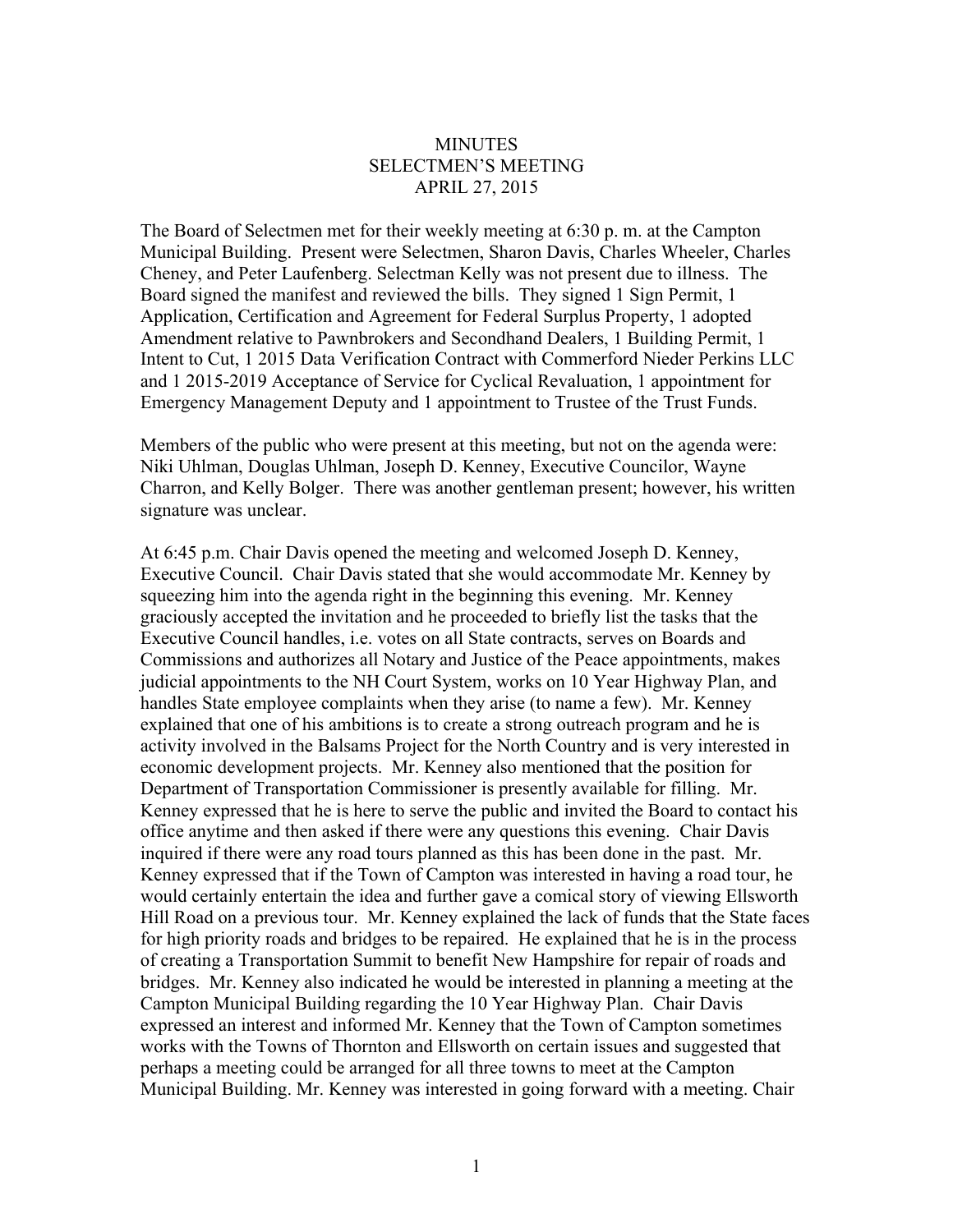# MINUTES
## SELECTMEN'S MEETING
## APRIL 27, 2015

The Board of Selectmen met for their weekly meeting at 6:30 p. m. at the Campton Municipal Building. Present were Selectmen, Sharon Davis, Charles Wheeler, Charles Cheney, and Peter Laufenberg. Selectman Kelly was not present due to illness. The Board signed the manifest and reviewed the bills. They signed 1 Sign Permit, 1 Application, Certification and Agreement for Federal Surplus Property, 1 adopted Amendment relative to Pawnbrokers and Secondhand Dealers, 1 Building Permit, 1 Intent to Cut, 1 2015 Data Verification Contract with Commerford Nieder Perkins LLC and 1 2015-2019 Acceptance of Service for Cyclical Revaluation, 1 appointment for Emergency Management Deputy and 1 appointment to Trustee of the Trust Funds.

Members of the public who were present at this meeting, but not on the agenda were: Niki Uhlman, Douglas Uhlman, Joseph D. Kenney, Executive Councilor, Wayne Charron, and Kelly Bolger. There was another gentleman present; however, his written signature was unclear.

At 6:45 p.m. Chair Davis opened the meeting and welcomed Joseph D. Kenney, Executive Council. Chair Davis stated that she would accommodate Mr. Kenney by squeezing him into the agenda right in the beginning this evening. Mr. Kenney graciously accepted the invitation and he proceeded to briefly list the tasks that the Executive Council handles, i.e. votes on all State contracts, serves on Boards and Commissions and authorizes all Notary and Justice of the Peace appointments, makes judicial appointments to the NH Court System, works on 10 Year Highway Plan, and handles State employee complaints when they arise (to name a few). Mr. Kenney explained that one of his ambitions is to create a strong outreach program and he is activity involved in the Balsams Project for the North Country and is very interested in economic development projects. Mr. Kenney also mentioned that the position for Department of Transportation Commissioner is presently available for filling. Mr. Kenney expressed that he is here to serve the public and invited the Board to contact his office anytime and then asked if there were any questions this evening. Chair Davis inquired if there were any road tours planned as this has been done in the past. Mr. Kenney expressed that if the Town of Campton was interested in having a road tour, he would certainly entertain the idea and further gave a comical story of viewing Ellsworth Hill Road on a previous tour. Mr. Kenney explained the lack of funds that the State faces for high priority roads and bridges to be repaired. He explained that he is in the process of creating a Transportation Summit to benefit New Hampshire for repair of roads and bridges. Mr. Kenney also indicated he would be interested in planning a meeting at the Campton Municipal Building regarding the 10 Year Highway Plan. Chair Davis expressed an interest and informed Mr. Kenney that the Town of Campton sometimes works with the Towns of Thornton and Ellsworth on certain issues and suggested that perhaps a meeting could be arranged for all three towns to meet at the Campton Municipal Building. Mr. Kenney was interested in going forward with a meeting. Chair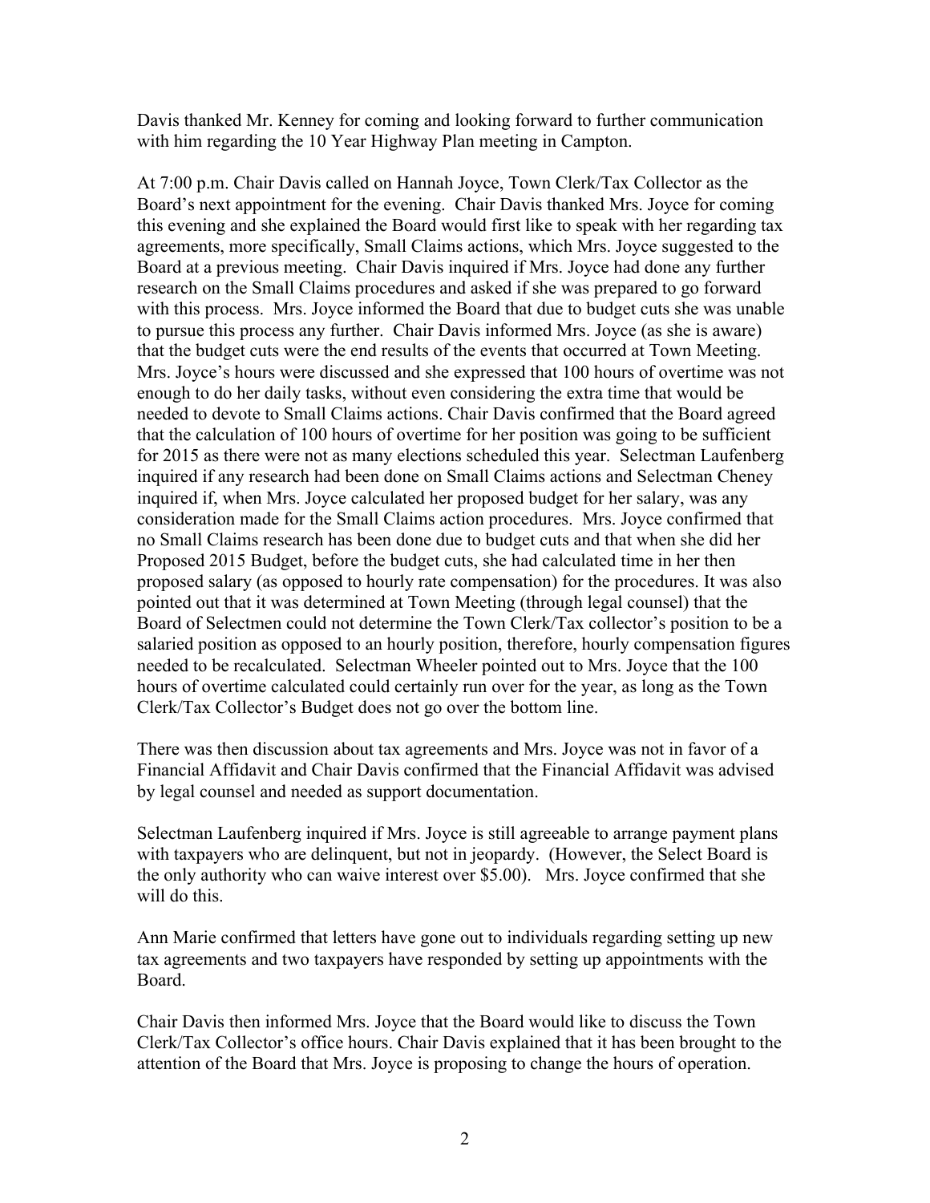Davis thanked Mr. Kenney for coming and looking forward to further communication with him regarding the 10 Year Highway Plan meeting in Campton.

At 7:00 p.m. Chair Davis called on Hannah Joyce, Town Clerk/Tax Collector as the Board's next appointment for the evening. Chair Davis thanked Mrs. Joyce for coming this evening and she explained the Board would first like to speak with her regarding tax agreements, more specifically, Small Claims actions, which Mrs. Joyce suggested to the Board at a previous meeting. Chair Davis inquired if Mrs. Joyce had done any further research on the Small Claims procedures and asked if she was prepared to go forward with this process. Mrs. Joyce informed the Board that due to budget cuts she was unable to pursue this process any further. Chair Davis informed Mrs. Joyce (as she is aware) that the budget cuts were the end results of the events that occurred at Town Meeting. Mrs. Joyce's hours were discussed and she expressed that 100 hours of overtime was not enough to do her daily tasks, without even considering the extra time that would be needed to devote to Small Claims actions. Chair Davis confirmed that the Board agreed that the calculation of 100 hours of overtime for her position was going to be sufficient for 2015 as there were not as many elections scheduled this year. Selectman Laufenberg inquired if any research had been done on Small Claims actions and Selectman Cheney inquired if, when Mrs. Joyce calculated her proposed budget for her salary, was any consideration made for the Small Claims action procedures. Mrs. Joyce confirmed that no Small Claims research has been done due to budget cuts and that when she did her Proposed 2015 Budget, before the budget cuts, she had calculated time in her then proposed salary (as opposed to hourly rate compensation) for the procedures. It was also pointed out that it was determined at Town Meeting (through legal counsel) that the Board of Selectmen could not determine the Town Clerk/Tax collector's position to be a salaried position as opposed to an hourly position, therefore, hourly compensation figures needed to be recalculated. Selectman Wheeler pointed out to Mrs. Joyce that the 100 hours of overtime calculated could certainly run over for the year, as long as the Town Clerk/Tax Collector's Budget does not go over the bottom line.

There was then discussion about tax agreements and Mrs. Joyce was not in favor of a Financial Affidavit and Chair Davis confirmed that the Financial Affidavit was advised by legal counsel and needed as support documentation.

Selectman Laufenberg inquired if Mrs. Joyce is still agreeable to arrange payment plans with taxpayers who are delinquent, but not in jeopardy. (However, the Select Board is the only authority who can waive interest over $5.00). Mrs. Joyce confirmed that she will do this.

Ann Marie confirmed that letters have gone out to individuals regarding setting up new tax agreements and two taxpayers have responded by setting up appointments with the Board.

Chair Davis then informed Mrs. Joyce that the Board would like to discuss the Town Clerk/Tax Collector's office hours. Chair Davis explained that it has been brought to the attention of the Board that Mrs. Joyce is proposing to change the hours of operation.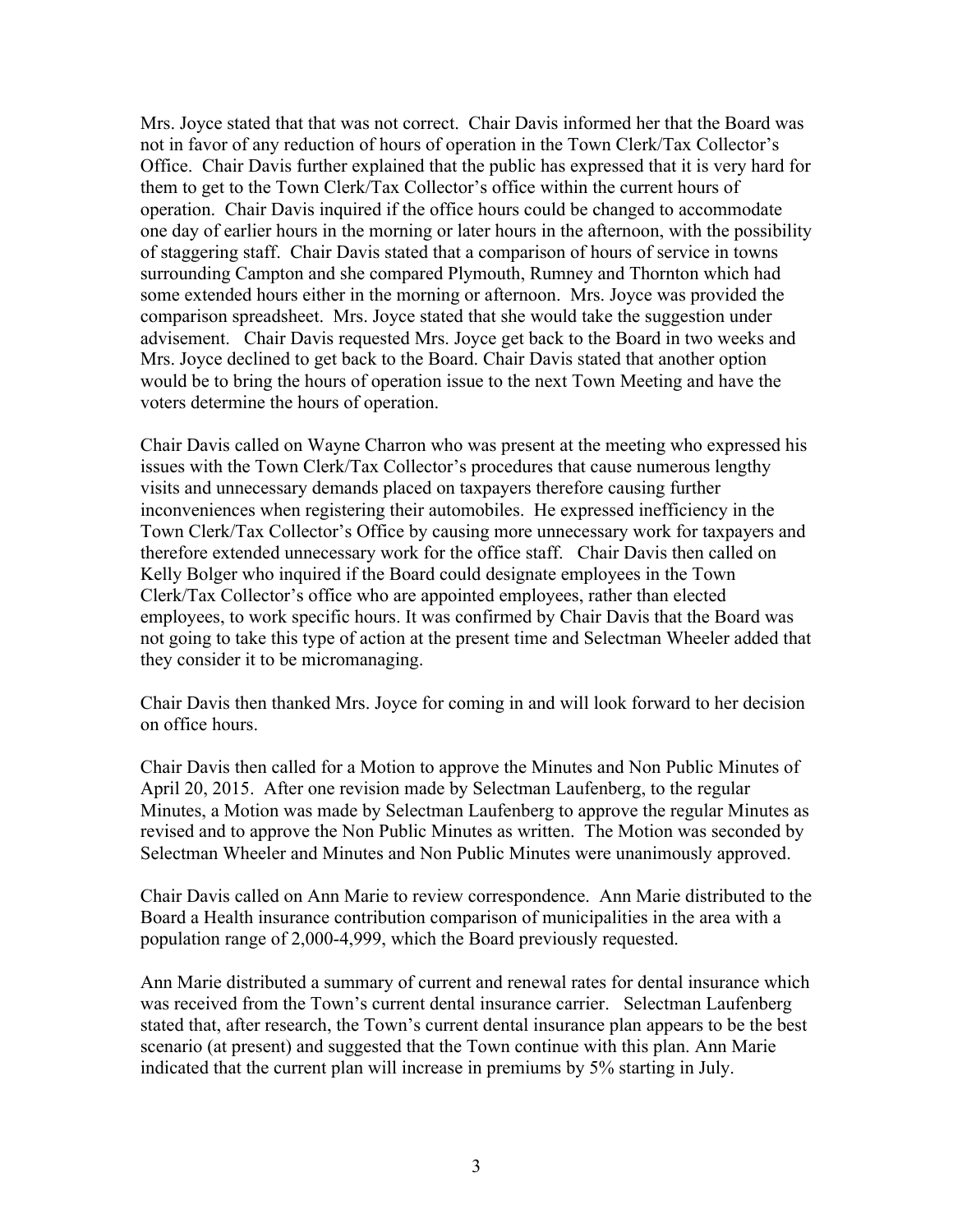Mrs. Joyce stated that that was not correct. Chair Davis informed her that the Board was not in favor of any reduction of hours of operation in the Town Clerk/Tax Collector's Office. Chair Davis further explained that the public has expressed that it is very hard for them to get to the Town Clerk/Tax Collector's office within the current hours of operation. Chair Davis inquired if the office hours could be changed to accommodate one day of earlier hours in the morning or later hours in the afternoon, with the possibility of staggering staff. Chair Davis stated that a comparison of hours of service in towns surrounding Campton and she compared Plymouth, Rumney and Thornton which had some extended hours either in the morning or afternoon. Mrs. Joyce was provided the comparison spreadsheet. Mrs. Joyce stated that she would take the suggestion under advisement. Chair Davis requested Mrs. Joyce get back to the Board in two weeks and Mrs. Joyce declined to get back to the Board. Chair Davis stated that another option would be to bring the hours of operation issue to the next Town Meeting and have the voters determine the hours of operation.

Chair Davis called on Wayne Charron who was present at the meeting who expressed his issues with the Town Clerk/Tax Collector's procedures that cause numerous lengthy visits and unnecessary demands placed on taxpayers therefore causing further inconveniences when registering their automobiles. He expressed inefficiency in the Town Clerk/Tax Collector's Office by causing more unnecessary work for taxpayers and therefore extended unnecessary work for the office staff. Chair Davis then called on Kelly Bolger who inquired if the Board could designate employees in the Town Clerk/Tax Collector's office who are appointed employees, rather than elected employees, to work specific hours. It was confirmed by Chair Davis that the Board was not going to take this type of action at the present time and Selectman Wheeler added that they consider it to be micromanaging.

Chair Davis then thanked Mrs. Joyce for coming in and will look forward to her decision on office hours.

Chair Davis then called for a Motion to approve the Minutes and Non Public Minutes of April 20, 2015. After one revision made by Selectman Laufenberg, to the regular Minutes, a Motion was made by Selectman Laufenberg to approve the regular Minutes as revised and to approve the Non Public Minutes as written. The Motion was seconded by Selectman Wheeler and Minutes and Non Public Minutes were unanimously approved.

Chair Davis called on Ann Marie to review correspondence. Ann Marie distributed to the Board a Health insurance contribution comparison of municipalities in the area with a population range of 2,000-4,999, which the Board previously requested.

Ann Marie distributed a summary of current and renewal rates for dental insurance which was received from the Town's current dental insurance carrier. Selectman Laufenberg stated that, after research, the Town's current dental insurance plan appears to be the best scenario (at present) and suggested that the Town continue with this plan. Ann Marie indicated that the current plan will increase in premiums by 5% starting in July.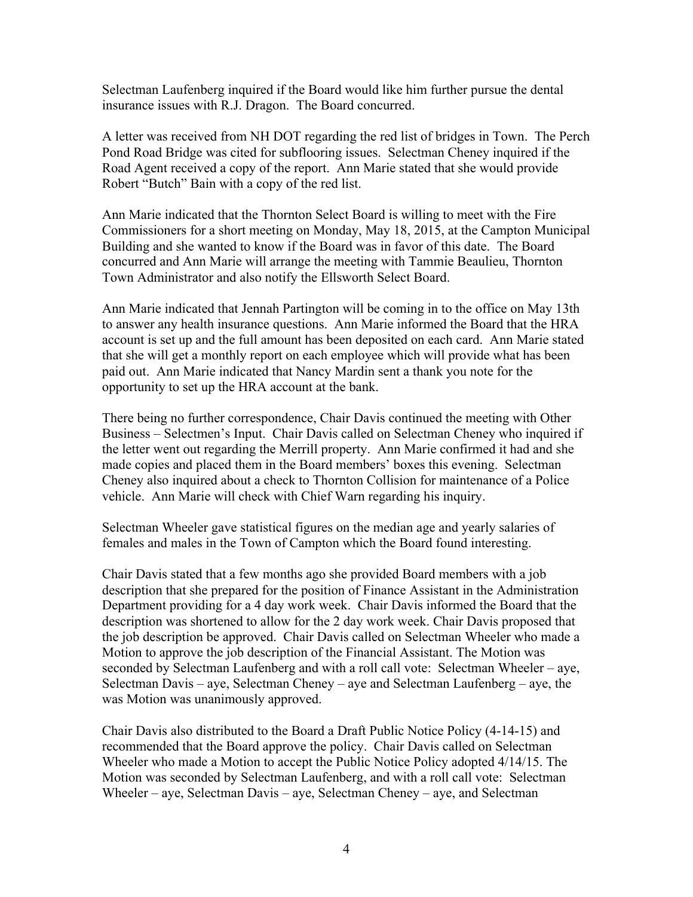Selectman Laufenberg inquired if the Board would like him further pursue the dental insurance issues with R.J. Dragon. The Board concurred.

A letter was received from NH DOT regarding the red list of bridges in Town. The Perch Pond Road Bridge was cited for subflooring issues. Selectman Cheney inquired if the Road Agent received a copy of the report. Ann Marie stated that she would provide Robert "Butch" Bain with a copy of the red list.

Ann Marie indicated that the Thornton Select Board is willing to meet with the Fire Commissioners for a short meeting on Monday, May 18, 2015, at the Campton Municipal Building and she wanted to know if the Board was in favor of this date. The Board concurred and Ann Marie will arrange the meeting with Tammie Beaulieu, Thornton Town Administrator and also notify the Ellsworth Select Board.

Ann Marie indicated that Jennah Partington will be coming in to the office on May 13th to answer any health insurance questions. Ann Marie informed the Board that the HRA account is set up and the full amount has been deposited on each card. Ann Marie stated that she will get a monthly report on each employee which will provide what has been paid out. Ann Marie indicated that Nancy Mardin sent a thank you note for the opportunity to set up the HRA account at the bank.

There being no further correspondence, Chair Davis continued the meeting with Other Business – Selectmen's Input. Chair Davis called on Selectman Cheney who inquired if the letter went out regarding the Merrill property. Ann Marie confirmed it had and she made copies and placed them in the Board members' boxes this evening. Selectman Cheney also inquired about a check to Thornton Collision for maintenance of a Police vehicle. Ann Marie will check with Chief Warn regarding his inquiry.

Selectman Wheeler gave statistical figures on the median age and yearly salaries of females and males in the Town of Campton which the Board found interesting.

Chair Davis stated that a few months ago she provided Board members with a job description that she prepared for the position of Finance Assistant in the Administration Department providing for a 4 day work week. Chair Davis informed the Board that the description was shortened to allow for the 2 day work week. Chair Davis proposed that the job description be approved. Chair Davis called on Selectman Wheeler who made a Motion to approve the job description of the Financial Assistant. The Motion was seconded by Selectman Laufenberg and with a roll call vote: Selectman Wheeler – aye, Selectman Davis – aye, Selectman Cheney – aye and Selectman Laufenberg – aye, the was Motion was unanimously approved.

Chair Davis also distributed to the Board a Draft Public Notice Policy (4-14-15) and recommended that the Board approve the policy. Chair Davis called on Selectman Wheeler who made a Motion to accept the Public Notice Policy adopted 4/14/15. The Motion was seconded by Selectman Laufenberg, and with a roll call vote: Selectman Wheeler – aye, Selectman Davis – aye, Selectman Cheney – aye, and Selectman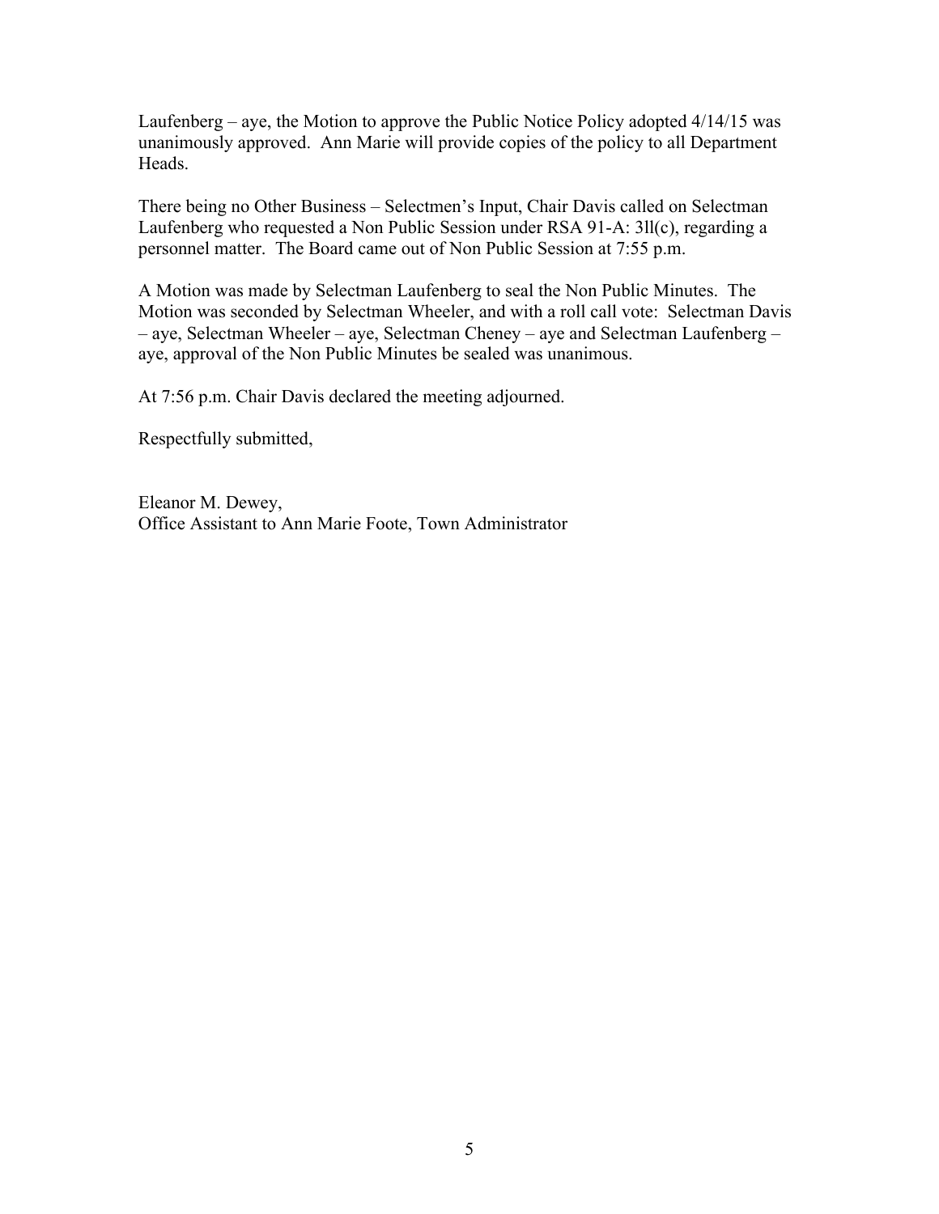Laufenberg – aye, the Motion to approve the Public Notice Policy adopted 4/14/15 was unanimously approved. Ann Marie will provide copies of the policy to all Department Heads.

There being no Other Business – Selectmen's Input, Chair Davis called on Selectman Laufenberg who requested a Non Public Session under RSA 91-A: 3ll(c), regarding a personnel matter. The Board came out of Non Public Session at 7:55 p.m.

A Motion was made by Selectman Laufenberg to seal the Non Public Minutes. The Motion was seconded by Selectman Wheeler, and with a roll call vote: Selectman Davis – aye, Selectman Wheeler – aye, Selectman Cheney – aye and Selectman Laufenberg – aye, approval of the Non Public Minutes be sealed was unanimous.

At 7:56 p.m. Chair Davis declared the meeting adjourned.

Respectfully submitted,

Eleanor M. Dewey,  
Office Assistant to Ann Marie Foote, Town Administrator